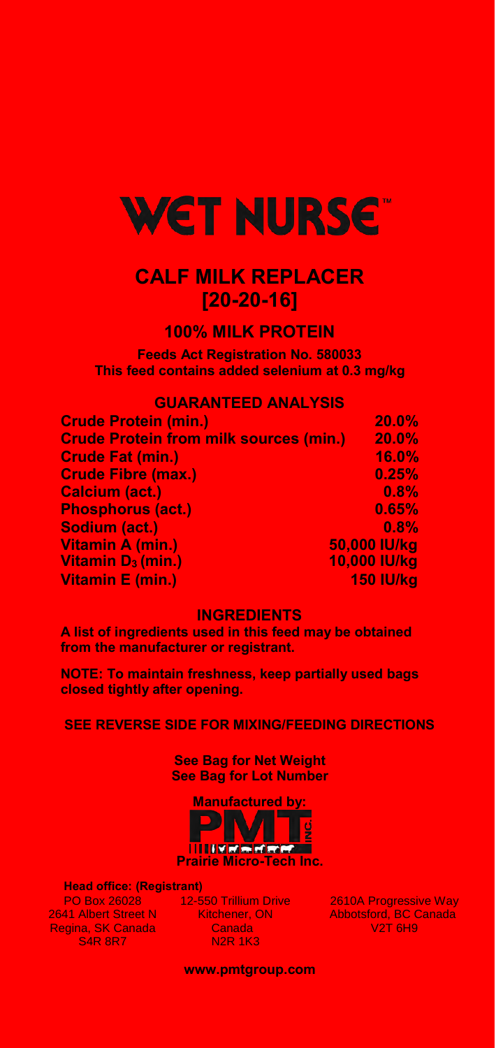# WET NURSE™

## CALF MILK REPLACER [20-20-16]

### 100% MILK PROTEIN

**Feeds Act Registration No. 580033**
**This feed contains added selenium at 0.3 mg/kg**

### GUARANTEED ANALYSIS

| | |
|---|---|
| Crude Protein (min.) | 20.0% |
| Crude Protein from milk sources (min.) | 20.0% |
| Crude Fat (min.) | 16.0% |
| Crude Fibre (max.) | 0.25% |
| Calcium (act.) | 0.8% |
| Phosphorus (act.) | 0.65% |
| Sodium (act.) | 0.8% |
| Vitamin A (min.) | 50,000 IU/kg |
| Vitamin $D_3$ (min.) | 10,000 IU/kg |
| Vitamin E (min.) | 150 IU/kg |

### INGREDIENTS

**A list of ingredients used in this feed may be obtained from the manufacturer or registrant.**

**NOTE: To maintain freshness, keep partially used bags closed tightly after opening.**

**SEE REVERSE SIDE FOR MIXING/FEEDING DIRECTIONS**

**See Bag for Net Weight**
**See Bag for Lot Number**

**Manufactured by:**

PMT INC.
**Prairie Micro-Tech Inc.**

**Head office: (Registrant)**
PO Box 26028
2641 Albert Street N
Regina, SK Canada
S4R 8R7

12-550 Trillium Drive
Kitchener, ON
Canada
N2R 1K3

2610A Progressive Way
Abbotsford, BC Canada
V2T 6H9

**www.pmtgroup.com**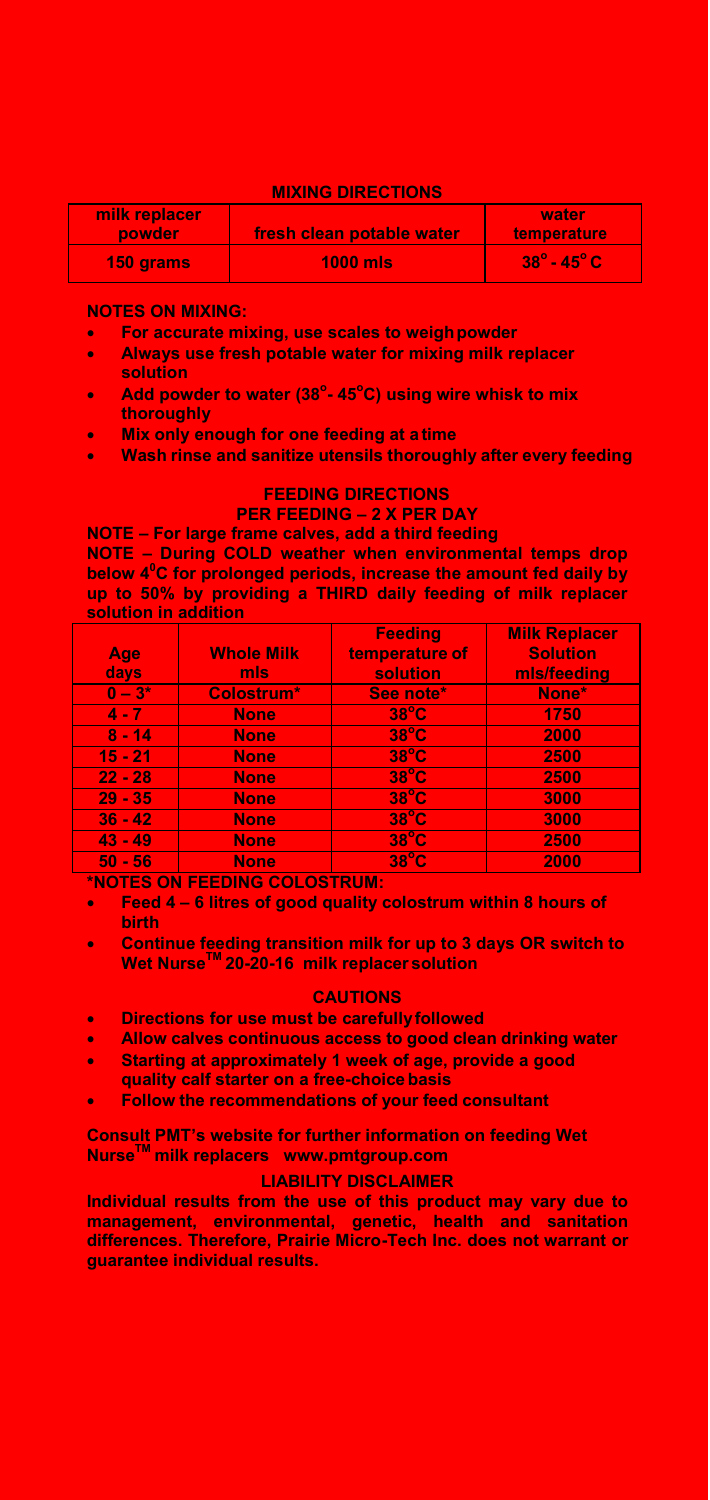## MIXING DIRECTIONS

| milk replacer powder | fresh clean potable water | water temperature |
|---|---|---|
| 150 grams | 1000 mls | $38^{o}$ - $45^{o}$ C |

**NOTES ON MIXING:**

- For accurate mixing, use scales to weigh powder
- Always use fresh potable water for mixing milk replacer solution
- Add powder to water ($38^{o}$- $45^{o}$C) using wire whisk to mix thoroughly
- Mix only enough for one feeding at a time
- Wash rinse and sanitize utensils thoroughly after every feeding

## FEEDING DIRECTIONS

### PER FEEDING – 2 X PER DAY

**NOTE – For large frame calves, add a third feeding**

**NOTE – During COLD weather when environmental temps drop below $4^{0}$C for prolonged periods, increase the amount fed daily by up to 50% by providing a THIRD daily feeding of milk replacer solution in addition**

| Age days | Whole Milk mls | Feeding temperature of solution | Milk Replacer Solution mls/feeding |
|---|---|---|---|
| 0 – 3* | Colostrum* | See note* | None* |
| 4 - 7 | None | $38^{o}$C | 1750 |
| 8 - 14 | None | $38^{o}$C | 2000 |
| 15 - 21 | None | $38^{o}$C | 2500 |
| 22 - 28 | None | $38^{o}$C | 2500 |
| 29 - 35 | None | $38^{o}$C | 3000 |
| 36 - 42 | None | $38^{o}$C | 3000 |
| 43 - 49 | None | $38^{o}$C | 2500 |
| 50 - 56 | None | $38^{o}$C | 2000 |

**\*NOTES ON FEEDING COLOSTRUM:**

- Feed 4 – 6 litres of good quality colostrum within 8 hours of birth
- Continue feeding transition milk for up to 3 days OR switch to Wet Nurse™ 20-20-16 milk replacer solution

## CAUTIONS

- Directions for use must be carefully followed
- Allow calves continuous access to good clean drinking water
- Starting at approximately 1 week of age, provide a good quality calf starter on a free-choice basis
- Follow the recommendations of your feed consultant

**Consult PMT's website for further information on feeding Wet Nurse™ milk replacers www.pmtgroup.com**

## LIABILITY DISCLAIMER

**Individual results from the use of this product may vary due to management, environmental, genetic, health and sanitation differences. Therefore, Prairie Micro-Tech Inc. does not warrant or guarantee individual results.**